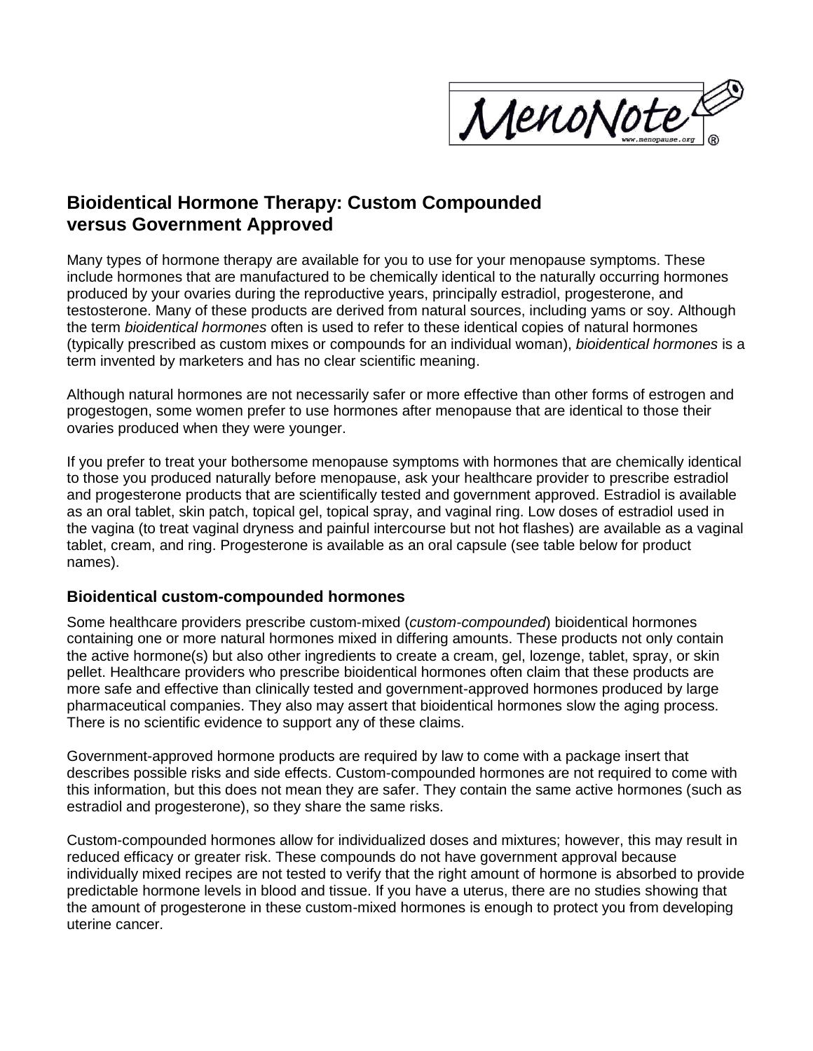MenoNote
www.menopause.org

# Bioidentical Hormone Therapy: Custom Compounded versus Government Approved

Many types of hormone therapy are available for you to use for your menopause symptoms. These include hormones that are manufactured to be chemically identical to the naturally occurring hormones produced by your ovaries during the reproductive years, principally estradiol, progesterone, and testosterone. Many of these products are derived from natural sources, including yams or soy. Although the term *bioidentical hormones* often is used to refer to these identical copies of natural hormones (typically prescribed as custom mixes or compounds for an individual woman), *bioidentical hormones* is a term invented by marketers and has no clear scientific meaning.

Although natural hormones are not necessarily safer or more effective than other forms of estrogen and progestogen, some women prefer to use hormones after menopause that are identical to those their ovaries produced when they were younger.

If you prefer to treat your bothersome menopause symptoms with hormones that are chemically identical to those you produced naturally before menopause, ask your healthcare provider to prescribe estradiol and progesterone products that are scientifically tested and government approved. Estradiol is available as an oral tablet, skin patch, topical gel, topical spray, and vaginal ring. Low doses of estradiol used in the vagina (to treat vaginal dryness and painful intercourse but not hot flashes) are available as a vaginal tablet, cream, and ring. Progesterone is available as an oral capsule (see table below for product names).

## Bioidentical custom-compounded hormones

Some healthcare providers prescribe custom-mixed (*custom-compounded*) bioidentical hormones containing one or more natural hormones mixed in differing amounts. These products not only contain the active hormone(s) but also other ingredients to create a cream, gel, lozenge, tablet, spray, or skin pellet. Healthcare providers who prescribe bioidentical hormones often claim that these products are more safe and effective than clinically tested and government-approved hormones produced by large pharmaceutical companies. They also may assert that bioidentical hormones slow the aging process. There is no scientific evidence to support any of these claims.

Government-approved hormone products are required by law to come with a package insert that describes possible risks and side effects. Custom-compounded hormones are not required to come with this information, but this does not mean they are safer. They contain the same active hormones (such as estradiol and progesterone), so they share the same risks.

Custom-compounded hormones allow for individualized doses and mixtures; however, this may result in reduced efficacy or greater risk. These compounds do not have government approval because individually mixed recipes are not tested to verify that the right amount of hormone is absorbed to provide predictable hormone levels in blood and tissue. If you have a uterus, there are no studies showing that the amount of progesterone in these custom-mixed hormones is enough to protect you from developing uterine cancer.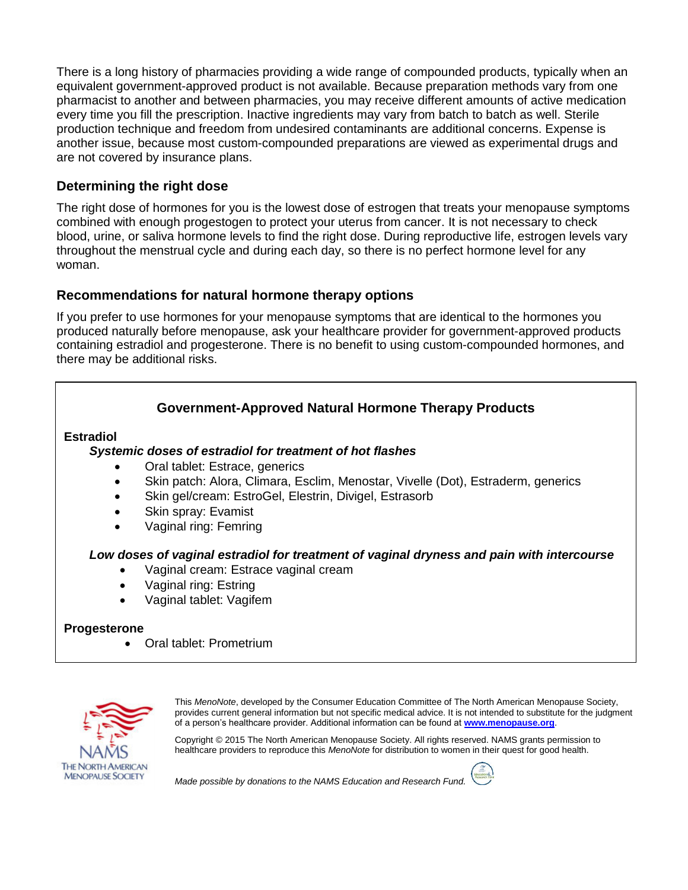There is a long history of pharmacies providing a wide range of compounded products, typically when an equivalent government-approved product is not available. Because preparation methods vary from one pharmacist to another and between pharmacies, you may receive different amounts of active medication every time you fill the prescription. Inactive ingredients may vary from batch to batch as well. Sterile production technique and freedom from undesired contaminants are additional concerns. Expense is another issue, because most custom-compounded preparations are viewed as experimental drugs and are not covered by insurance plans.

## Determining the right dose

The right dose of hormones for you is the lowest dose of estrogen that treats your menopause symptoms combined with enough progestogen to protect your uterus from cancer. It is not necessary to check blood, urine, or saliva hormone levels to find the right dose. During reproductive life, estrogen levels vary throughout the menstrual cycle and during each day, so there is no perfect hormone level for any woman.

## Recommendations for natural hormone therapy options

If you prefer to use hormones for your menopause symptoms that are identical to the hormones you produced naturally before menopause, ask your healthcare provider for government-approved products containing estradiol and progesterone. There is no benefit to using custom-compounded hormones, and there may be additional risks.

### Government-Approved Natural Hormone Therapy Products

**Estradiol**

***Systemic doses of estradiol for treatment of hot flashes***

- Oral tablet: Estrace, generics
- Skin patch: Alora, Climara, Esclim, Menostar, Vivelle (Dot), Estraderm, generics
- Skin gel/cream: EstroGel, Elestrin, Divigel, Estrasorb
- Skin spray: Evamist
- Vaginal ring: Femring

***Low doses of vaginal estradiol for treatment of vaginal dryness and pain with intercourse***

- Vaginal cream: Estrace vaginal cream
- Vaginal ring: Estring
- Vaginal tablet: Vagifem

**Progesterone**

- Oral tablet: Prometrium

NAMS THE NORTH AMERICAN MENOPAUSE SOCIETY

This *MenoNote*, developed by the Consumer Education Committee of The North American Menopause Society, provides current general information but not specific medical advice. It is not intended to substitute for the judgment of a person's healthcare provider. Additional information can be found at **www.menopause.org**.

Copyright © 2015 The North American Menopause Society. All rights reserved. NAMS grants permission to healthcare providers to reproduce this *MenoNote* for distribution to women in their quest for good health.

*Made possible by donations to the NAMS Education and Research Fund.*